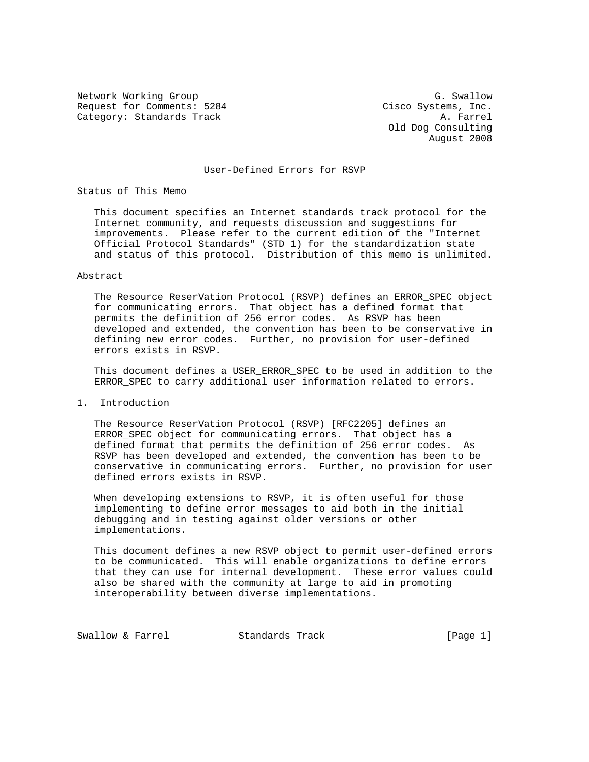Network Working Group                                         G. Swallow
Request for Comments: 5284                           Cisco Systems, Inc.
Category: Standards Track                                      A. Farrel
                                                      Old Dog Consulting
                                                             August 2008

# User-Defined Errors for RSVP

## Status of This Memo

This document specifies an Internet standards track protocol for the Internet community, and requests discussion and suggestions for improvements. Please refer to the current edition of the "Internet Official Protocol Standards" (STD 1) for the standardization state and status of this protocol. Distribution of this memo is unlimited.

## Abstract

The Resource ReserVation Protocol (RSVP) defines an ERROR_SPEC object for communicating errors. That object has a defined format that permits the definition of 256 error codes. As RSVP has been developed and extended, the convention has been to be conservative in defining new error codes. Further, no provision for user-defined errors exists in RSVP.

This document defines a USER_ERROR_SPEC to be used in addition to the ERROR_SPEC to carry additional user information related to errors.

## 1. Introduction

The Resource ReserVation Protocol (RSVP) [RFC2205] defines an ERROR_SPEC object for communicating errors. That object has a defined format that permits the definition of 256 error codes. As RSVP has been developed and extended, the convention has been to be conservative in communicating errors. Further, no provision for user defined errors exists in RSVP.

When developing extensions to RSVP, it is often useful for those implementing to define error messages to aid both in the initial debugging and in testing against older versions or other implementations.

This document defines a new RSVP object to permit user-defined errors to be communicated. This will enable organizations to define errors that they can use for internal development. These error values could also be shared with the community at large to aid in promoting interoperability between diverse implementations.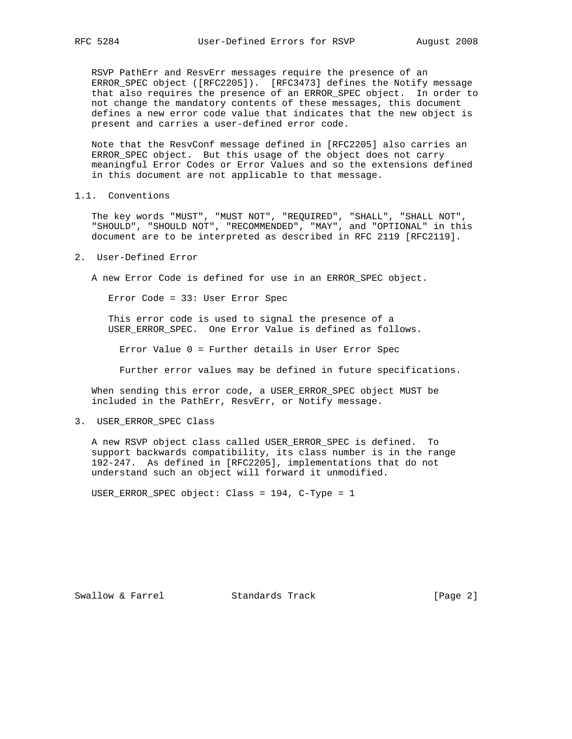RSVP PathErr and ResvErr messages require the presence of an ERROR_SPEC object ([RFC2205]). [RFC3473] defines the Notify message that also requires the presence of an ERROR_SPEC object. In order to not change the mandatory contents of these messages, this document defines a new error code value that indicates that the new object is present and carries a user-defined error code.

Note that the ResvConf message defined in [RFC2205] also carries an ERROR_SPEC object. But this usage of the object does not carry meaningful Error Codes or Error Values and so the extensions defined in this document are not applicable to that message.

### 1.1. Conventions

The key words "MUST", "MUST NOT", "REQUIRED", "SHALL", "SHALL NOT", "SHOULD", "SHOULD NOT", "RECOMMENDED", "MAY", and "OPTIONAL" in this document are to be interpreted as described in RFC 2119 [RFC2119].

## 2. User-Defined Error

A new Error Code is defined for use in an ERROR_SPEC object.

   Error Code = 33: User Error Spec

   This error code is used to signal the presence of a USER_ERROR_SPEC. One Error Value is defined as follows.

      Error Value 0 = Further details in User Error Spec

      Further error values may be defined in future specifications.

When sending this error code, a USER_ERROR_SPEC object MUST be included in the PathErr, ResvErr, or Notify message.

## 3. USER_ERROR_SPEC Class

A new RSVP object class called USER_ERROR_SPEC is defined. To support backwards compatibility, its class number is in the range 192-247. As defined in [RFC2205], implementations that do not understand such an object will forward it unmodified.

USER_ERROR_SPEC object: Class = 194, C-Type = 1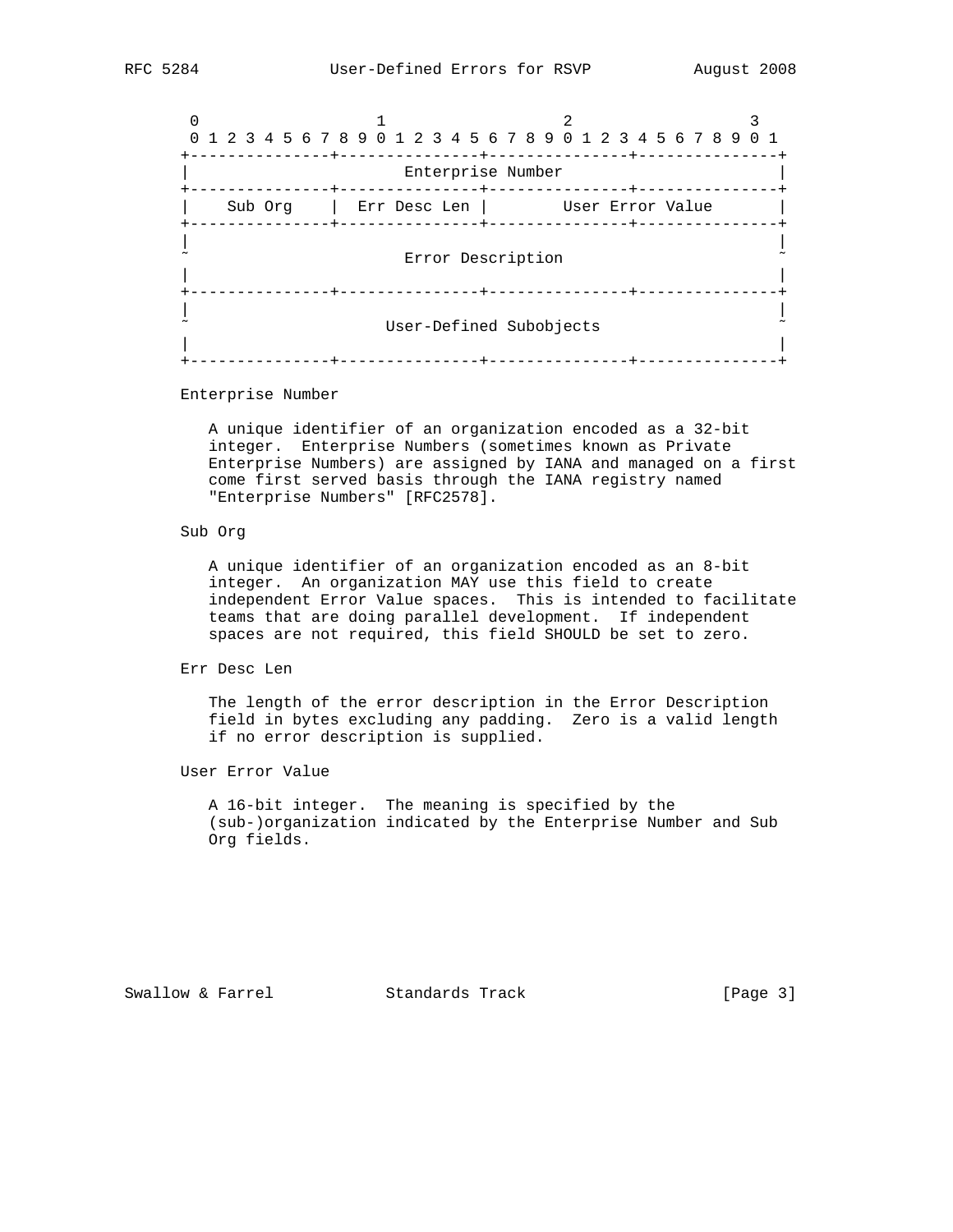```
    0                   1                   2                   3
    0 1 2 3 4 5 6 7 8 9 0 1 2 3 4 5 6 7 8 9 0 1 2 3 4 5 6 7 8 9 0 1
   +---------------+---------------+---------------+---------------+
   |                       Enterprise Number                       |
   +---------------+---------------+---------------+---------------+
   |    Sub Org    |  Err Desc Len |        User Error Value       |
   +---------------+---------------+---------------+---------------+
   |                                                               |
   ~                       Error Description                       ~
   |                                                               |
   +---------------+---------------+---------------+---------------+
   |                                                               |
   ~                     User-Defined Subobjects                   ~
   |                                                               |
   +---------------+---------------+---------------+---------------+
```

Enterprise Number

A unique identifier of an organization encoded as a 32-bit integer. Enterprise Numbers (sometimes known as Private Enterprise Numbers) are assigned by IANA and managed on a first come first served basis through the IANA registry named "Enterprise Numbers" [RFC2578].

Sub Org

A unique identifier of an organization encoded as an 8-bit integer. An organization MAY use this field to create independent Error Value spaces. This is intended to facilitate teams that are doing parallel development. If independent spaces are not required, this field SHOULD be set to zero.

Err Desc Len

The length of the error description in the Error Description field in bytes excluding any padding. Zero is a valid length if no error description is supplied.

User Error Value

A 16-bit integer. The meaning is specified by the (sub-)organization indicated by the Enterprise Number and Sub Org fields.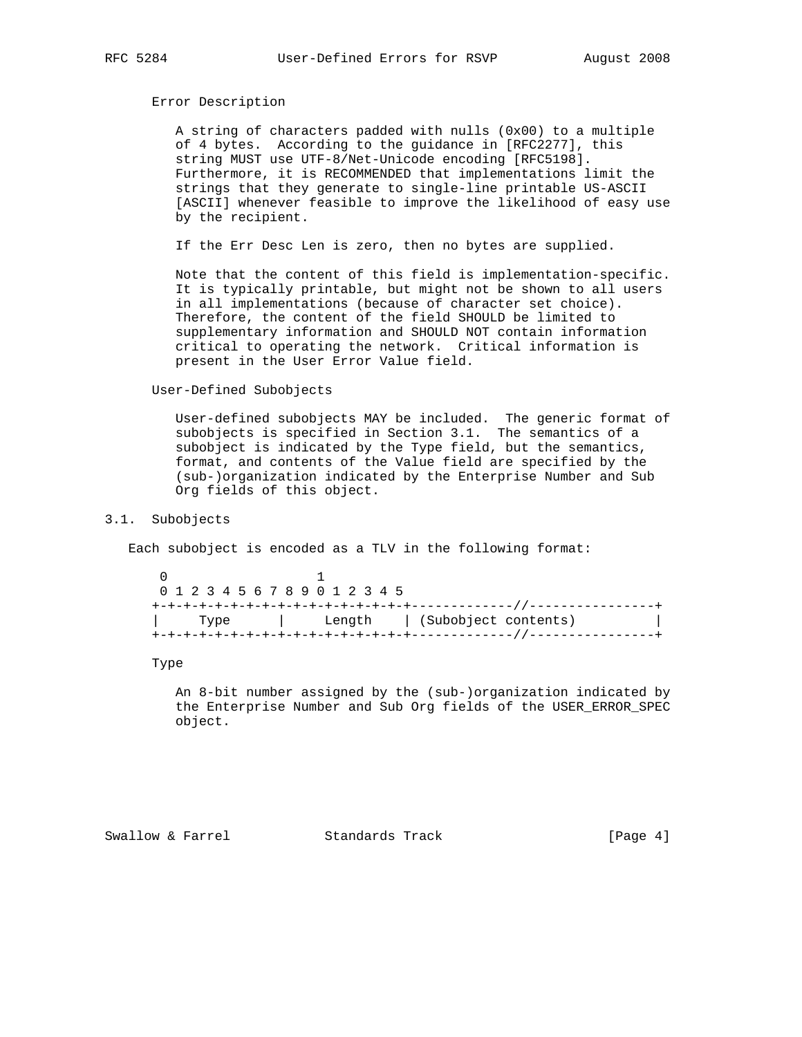Error Description

A string of characters padded with nulls (0x00) to a multiple of 4 bytes. According to the guidance in [RFC2277], this string MUST use UTF-8/Net-Unicode encoding [RFC5198]. Furthermore, it is RECOMMENDED that implementations limit the strings that they generate to single-line printable US-ASCII [ASCII] whenever feasible to improve the likelihood of easy use by the recipient.

If the Err Desc Len is zero, then no bytes are supplied.

Note that the content of this field is implementation-specific. It is typically printable, but might not be shown to all users in all implementations (because of character set choice). Therefore, the content of the field SHOULD be limited to supplementary information and SHOULD NOT contain information critical to operating the network. Critical information is present in the User Error Value field.

User-Defined Subobjects

User-defined subobjects MAY be included. The generic format of subobjects is specified in Section 3.1. The semantics of a subobject is indicated by the Type field, but the semantics, format, and contents of the Value field are specified by the (sub-)organization indicated by the Enterprise Number and Sub Org fields of this object.

### 3.1. Subobjects

Each subobject is encoded as a TLV in the following format:

```
 0                   1
 0 1 2 3 4 5 6 7 8 9 0 1 2 3 4 5
+-+-+-+-+-+-+-+-+-+-+-+-+-+-+-+-+-------------//----------------+
|     Type      |     Length    | (Subobject contents)          |
+-+-+-+-+-+-+-+-+-+-+-+-+-+-+-+-+-------------//----------------+
```

Type

An 8-bit number assigned by the (sub-)organization indicated by the Enterprise Number and Sub Org fields of the USER_ERROR_SPEC object.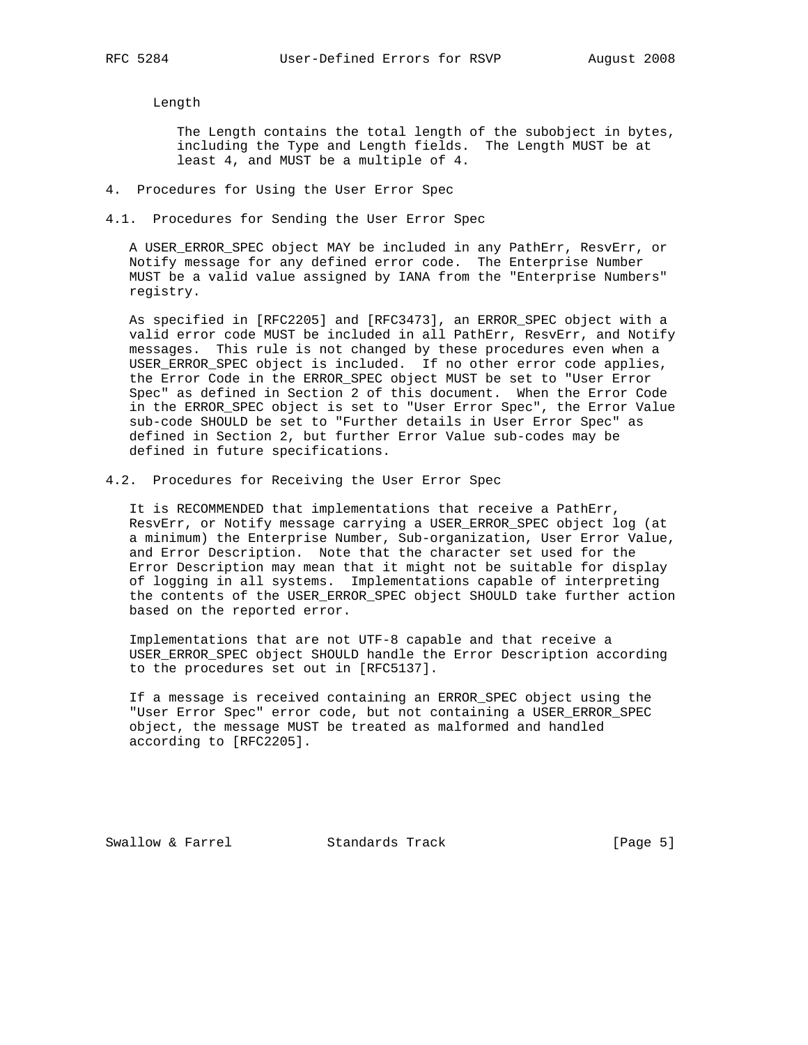Length

The Length contains the total length of the subobject in bytes, including the Type and Length fields. The Length MUST be at least 4, and MUST be a multiple of 4.

## 4. Procedures for Using the User Error Spec

### 4.1. Procedures for Sending the User Error Spec

A USER_ERROR_SPEC object MAY be included in any PathErr, ResvErr, or Notify message for any defined error code. The Enterprise Number MUST be a valid value assigned by IANA from the "Enterprise Numbers" registry.

As specified in [RFC2205] and [RFC3473], an ERROR_SPEC object with a valid error code MUST be included in all PathErr, ResvErr, and Notify messages. This rule is not changed by these procedures even when a USER_ERROR_SPEC object is included. If no other error code applies, the Error Code in the ERROR_SPEC object MUST be set to "User Error Spec" as defined in Section 2 of this document. When the Error Code in the ERROR_SPEC object is set to "User Error Spec", the Error Value sub-code SHOULD be set to "Further details in User Error Spec" as defined in Section 2, but further Error Value sub-codes may be defined in future specifications.

### 4.2. Procedures for Receiving the User Error Spec

It is RECOMMENDED that implementations that receive a PathErr, ResvErr, or Notify message carrying a USER_ERROR_SPEC object log (at a minimum) the Enterprise Number, Sub-organization, User Error Value, and Error Description. Note that the character set used for the Error Description may mean that it might not be suitable for display of logging in all systems. Implementations capable of interpreting the contents of the USER_ERROR_SPEC object SHOULD take further action based on the reported error.

Implementations that are not UTF-8 capable and that receive a USER_ERROR_SPEC object SHOULD handle the Error Description according to the procedures set out in [RFC5137].

If a message is received containing an ERROR_SPEC object using the "User Error Spec" error code, but not containing a USER_ERROR_SPEC object, the message MUST be treated as malformed and handled according to [RFC2205].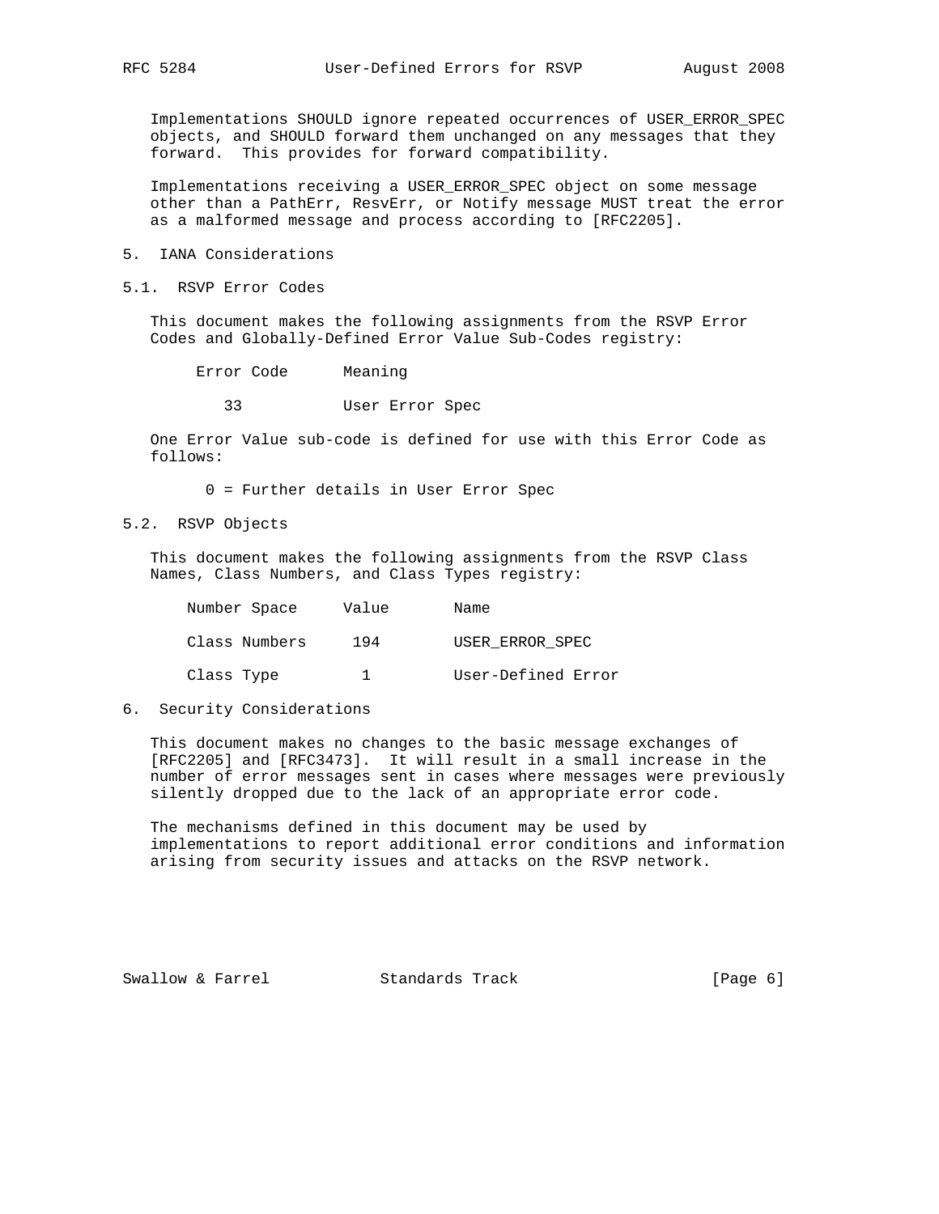Implementations SHOULD ignore repeated occurrences of USER_ERROR_SPEC objects, and SHOULD forward them unchanged on any messages that they forward. This provides for forward compatibility.

Implementations receiving a USER_ERROR_SPEC object on some message other than a PathErr, ResvErr, or Notify message MUST treat the error as a malformed message and process according to [RFC2205].

## 5. IANA Considerations

### 5.1. RSVP Error Codes

This document makes the following assignments from the RSVP Error Codes and Globally-Defined Error Value Sub-Codes registry:

| Error Code | Meaning |
|---|---|
| 33 | User Error Spec |

One Error Value sub-code is defined for use with this Error Code as follows:

0 = Further details in User Error Spec

### 5.2. RSVP Objects

This document makes the following assignments from the RSVP Class Names, Class Numbers, and Class Types registry:

| Number Space | Value | Name |
|---|---|---|
| Class Numbers | 194 | USER_ERROR_SPEC |
| Class Type | 1 | User-Defined Error |

## 6. Security Considerations

This document makes no changes to the basic message exchanges of [RFC2205] and [RFC3473]. It will result in a small increase in the number of error messages sent in cases where messages were previously silently dropped due to the lack of an appropriate error code.

The mechanisms defined in this document may be used by implementations to report additional error conditions and information arising from security issues and attacks on the RSVP network.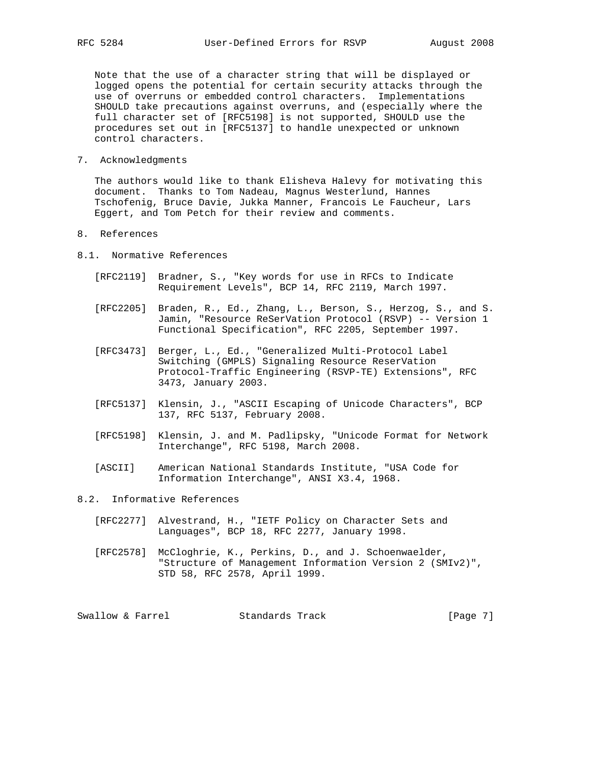Note that the use of a character string that will be displayed or logged opens the potential for certain security attacks through the use of overruns or embedded control characters. Implementations SHOULD take precautions against overruns, and (especially where the full character set of [RFC5198] is not supported, SHOULD use the procedures set out in [RFC5137] to handle unexpected or unknown control characters.

## 7. Acknowledgments

The authors would like to thank Elisheva Halevy for motivating this document. Thanks to Tom Nadeau, Magnus Westerlund, Hannes Tschofenig, Bruce Davie, Jukka Manner, Francois Le Faucheur, Lars Eggert, and Tom Petch for their review and comments.

## 8. References

### 8.1. Normative References

[RFC2119] Bradner, S., "Key words for use in RFCs to Indicate Requirement Levels", BCP 14, RFC 2119, March 1997.

[RFC2205] Braden, R., Ed., Zhang, L., Berson, S., Herzog, S., and S. Jamin, "Resource ReSerVation Protocol (RSVP) -- Version 1 Functional Specification", RFC 2205, September 1997.

[RFC3473] Berger, L., Ed., "Generalized Multi-Protocol Label Switching (GMPLS) Signaling Resource ReserVation Protocol-Traffic Engineering (RSVP-TE) Extensions", RFC 3473, January 2003.

[RFC5137] Klensin, J., "ASCII Escaping of Unicode Characters", BCP 137, RFC 5137, February 2008.

[RFC5198] Klensin, J. and M. Padlipsky, "Unicode Format for Network Interchange", RFC 5198, March 2008.

[ASCII] American National Standards Institute, "USA Code for Information Interchange", ANSI X3.4, 1968.

### 8.2. Informative References

[RFC2277] Alvestrand, H., "IETF Policy on Character Sets and Languages", BCP 18, RFC 2277, January 1998.

[RFC2578] McCloghrie, K., Perkins, D., and J. Schoenwaelder, "Structure of Management Information Version 2 (SMIv2)", STD 58, RFC 2578, April 1999.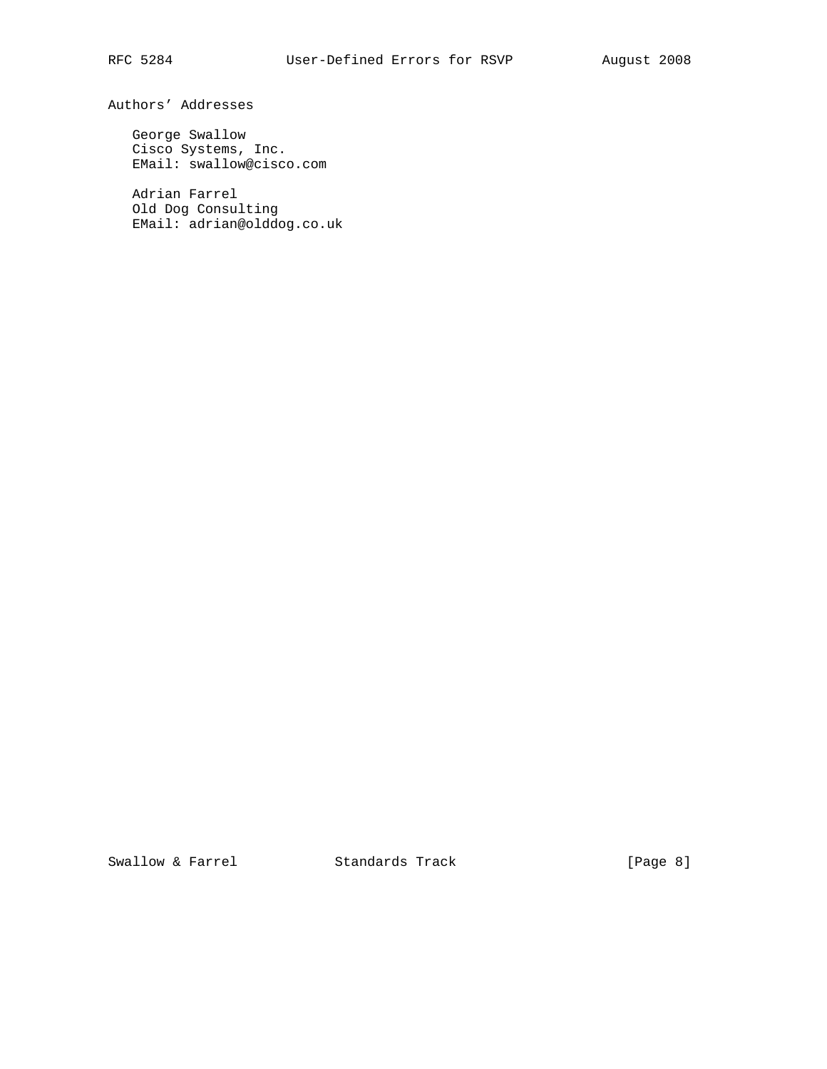## Authors' Addresses

George Swallow
Cisco Systems, Inc.
EMail: swallow@cisco.com

Adrian Farrel
Old Dog Consulting
EMail: adrian@olddog.co.uk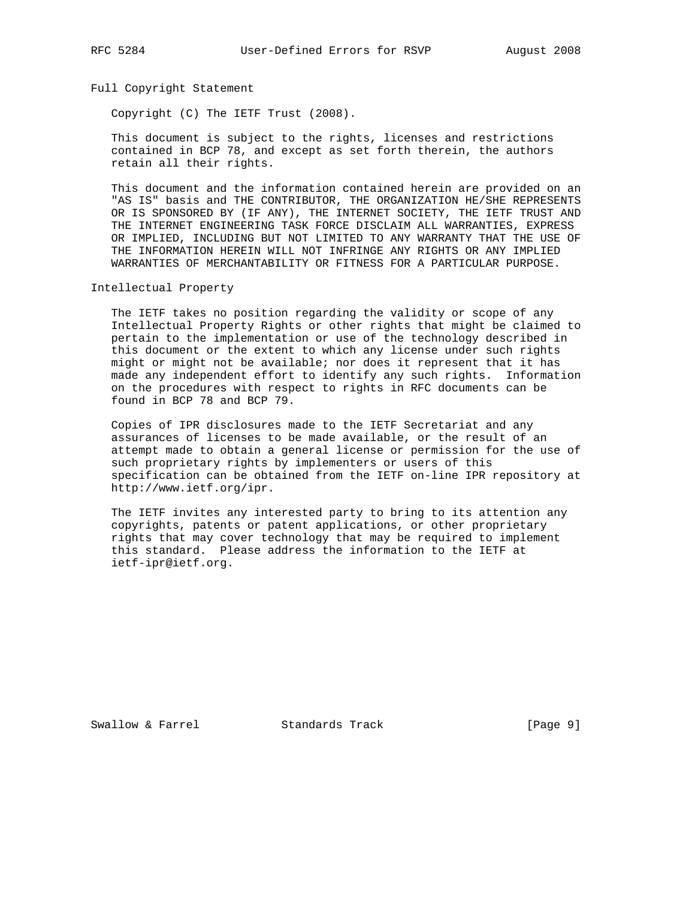## Full Copyright Statement

Copyright (C) The IETF Trust (2008).

This document is subject to the rights, licenses and restrictions contained in BCP 78, and except as set forth therein, the authors retain all their rights.

This document and the information contained herein are provided on an "AS IS" basis and THE CONTRIBUTOR, THE ORGANIZATION HE/SHE REPRESENTS OR IS SPONSORED BY (IF ANY), THE INTERNET SOCIETY, THE IETF TRUST AND THE INTERNET ENGINEERING TASK FORCE DISCLAIM ALL WARRANTIES, EXPRESS OR IMPLIED, INCLUDING BUT NOT LIMITED TO ANY WARRANTY THAT THE USE OF THE INFORMATION HEREIN WILL NOT INFRINGE ANY RIGHTS OR ANY IMPLIED WARRANTIES OF MERCHANTABILITY OR FITNESS FOR A PARTICULAR PURPOSE.

## Intellectual Property

The IETF takes no position regarding the validity or scope of any Intellectual Property Rights or other rights that might be claimed to pertain to the implementation or use of the technology described in this document or the extent to which any license under such rights might or might not be available; nor does it represent that it has made any independent effort to identify any such rights. Information on the procedures with respect to rights in RFC documents can be found in BCP 78 and BCP 79.

Copies of IPR disclosures made to the IETF Secretariat and any assurances of licenses to be made available, or the result of an attempt made to obtain a general license or permission for the use of such proprietary rights by implementers or users of this specification can be obtained from the IETF on-line IPR repository at http://www.ietf.org/ipr.

The IETF invites any interested party to bring to its attention any copyrights, patents or patent applications, or other proprietary rights that may cover technology that may be required to implement this standard. Please address the information to the IETF at ietf-ipr@ietf.org.